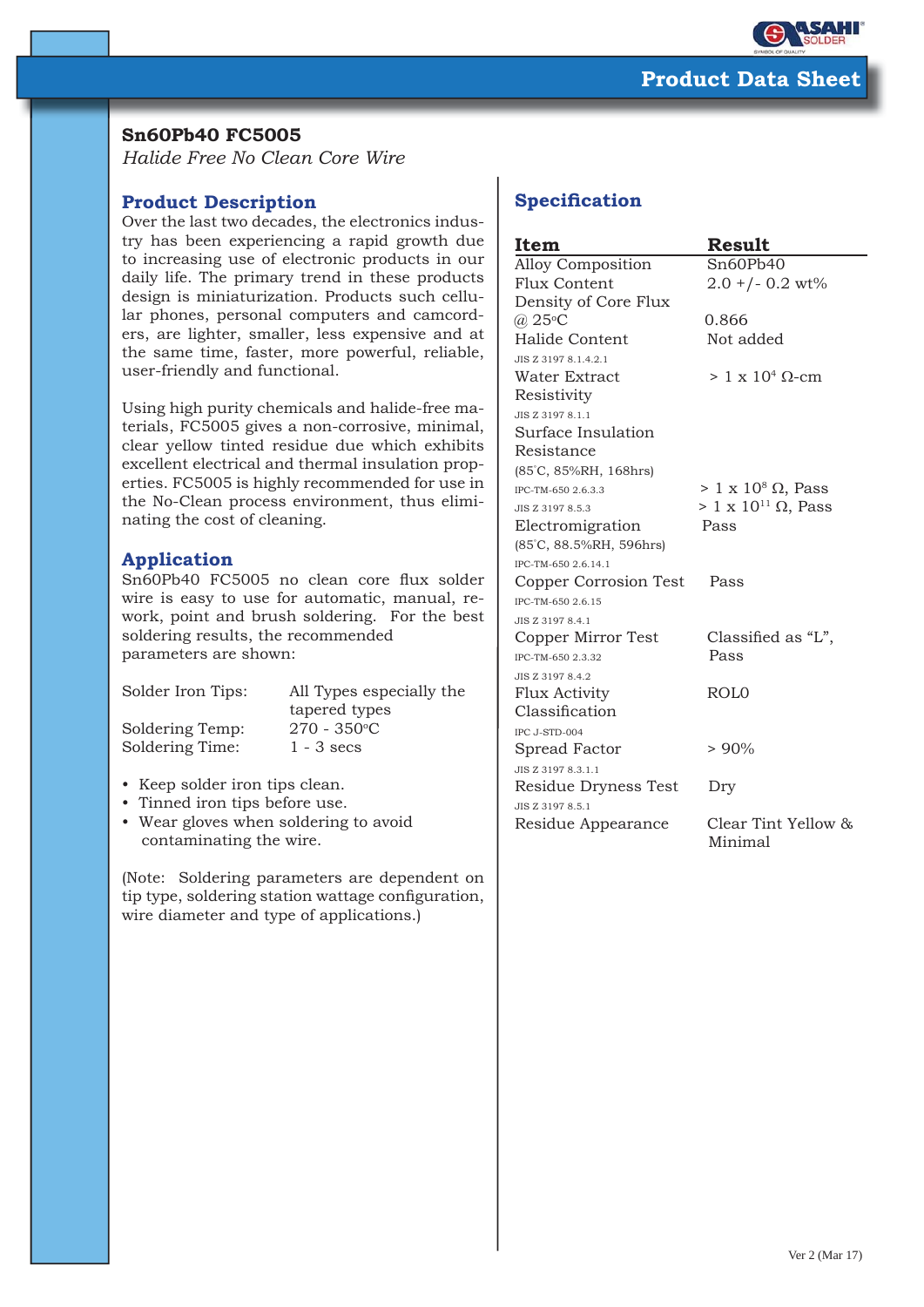# Product Data Sheet

## Sn60Pb40 FC5005

*Halide Free No Clean Core Wire*

### Product Description

Over the last two decades, the electronics industry has been experiencing a rapid growth due to increasing use of electronic products in our daily life. The primary trend in these products design is miniaturization. Products such cellular phones, personal computers and camcorders, are lighter, smaller, less expensive and at the same time, faster, more powerful, reliable, user-friendly and functional.

Using high purity chemicals and halide-free materials, FC5005 gives a non-corrosive, minimal, clear yellow tinted residue due which exhibits excellent electrical and thermal insulation properties. FC5005 is highly recommended for use in the No-Clean process environment, thus eliminating the cost of cleaning.

### Application

Sn60Pb40 FC5005 no clean core flux solder wire is easy to use for automatic, manual, rework, point and brush soldering. For the best soldering results, the recommended parameters are shown:

| | |
|---|---|
| Solder Iron Tips: | All Types especially the tapered types |
| Soldering Temp: | 270 - 350°C |
| Soldering Time: | 1 - 3 secs |

- Keep solder iron tips clean.
- Tinned iron tips before use.
- Wear gloves when soldering to avoid contaminating the wire.

(Note: Soldering parameters are dependent on tip type, soldering station wattage configuration, wire diameter and type of applications.)

### Specification

| Item | Result |
|---|---|
| Alloy Composition | Sn60Pb40 |
| Flux Content | 2.0 +/- 0.2 wt% |
| Density of Core Flux @ 25°C | 0.866 |
| Halide Content<br>JIS Z 3197 8.1.4.2.1 | Not added |
| Water Extract Resistivity<br>JIS Z 3197 8.1.1 | > 1 x $10^4$ Ω-cm |
| Surface Insulation Resistance<br>(85°C, 85%RH, 168hrs)<br>IPC-TM-650 2.6.3.3 | > 1 x $10^8$ Ω, Pass |
| JIS Z 3197 8.5.3 | > 1 x $10^{11}$ Ω, Pass |
| Electromigration<br>(85°C, 88.5%RH, 596hrs)<br>IPC-TM-650 2.6.14.1 | Pass |
| Copper Corrosion Test<br>IPC-TM-650 2.6.15<br>JIS Z 3197 8.4.1 | Pass |
| Copper Mirror Test<br>IPC-TM-650 2.3.32<br>JIS Z 3197 8.4.2 | Classified as "L", Pass |
| Flux Activity Classification<br>IPC J-STD-004 | ROL0 |
| Spread Factor<br>JIS Z 3197 8.3.1.1 | > 90% |
| Residue Dryness Test<br>JIS Z 3197 8.5.1 | Dry |
| Residue Appearance | Clear Tint Yellow & Minimal |

Ver 2 (Mar 17)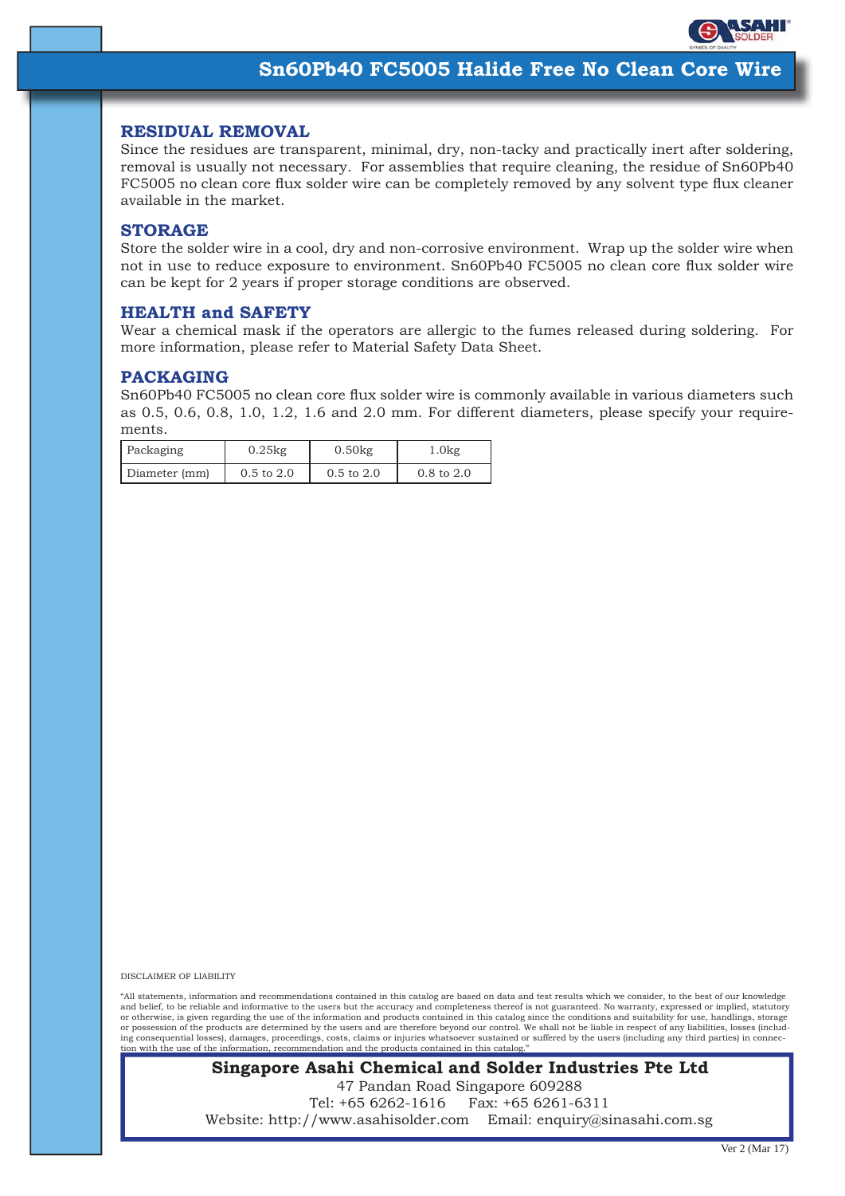## RESIDUAL REMOVAL

Since the residues are transparent, minimal, dry, non-tacky and practically inert after soldering, removal is usually not necessary. For assemblies that require cleaning, the residue of Sn60Pb40 FC5005 no clean core flux solder wire can be completely removed by any solvent type flux cleaner available in the market.

## STORAGE

Store the solder wire in a cool, dry and non-corrosive environment. Wrap up the solder wire when not in use to reduce exposure to environment. Sn60Pb40 FC5005 no clean core flux solder wire can be kept for 2 years if proper storage conditions are observed.

## HEALTH and SAFETY

Wear a chemical mask if the operators are allergic to the fumes released during soldering. For more information, please refer to Material Safety Data Sheet.

## PACKAGING

Sn60Pb40 FC5005 no clean core flux solder wire is commonly available in various diameters such as 0.5, 0.6, 0.8, 1.0, 1.2, 1.6 and 2.0 mm. For different diameters, please specify your requirements.

| Packaging | 0.25kg | 0.50kg | 1.0kg |
|---|---|---|---|
| Diameter (mm) | 0.5 to 2.0 | 0.5 to 2.0 | 0.8 to 2.0 |

DISCLAIMER OF LIABILITY

"All statements, information and recommendations contained in this catalog are based on data and test results which we consider, to the best of our knowledge and belief, to be reliable and informative to the users but the accuracy and completeness thereof is not guaranteed. No warranty, expressed or implied, statutory or otherwise, is given regarding the use of the information and products contained in this catalog since the conditions and suitability for use, handlings, storage or possession of the products are determined by the users and are therefore beyond our control. We shall not be liable in respect of any liabilities, losses (including consequential losses), damages, proceedings, costs, claims or injuries whatsoever sustained or suffered by the users (including any third parties) in connection with the use of the information, recommendation and the products contained in this catalog."

**Singapore Asahi Chemical and Solder Industries Pte Ltd**
47 Pandan Road Singapore 609288
Tel: +65 6262-1616 Fax: +65 6261-6311
Website: http://www.asahisolder.com Email: enquiry@sinasahi.com.sg

Ver 2 (Mar 17)